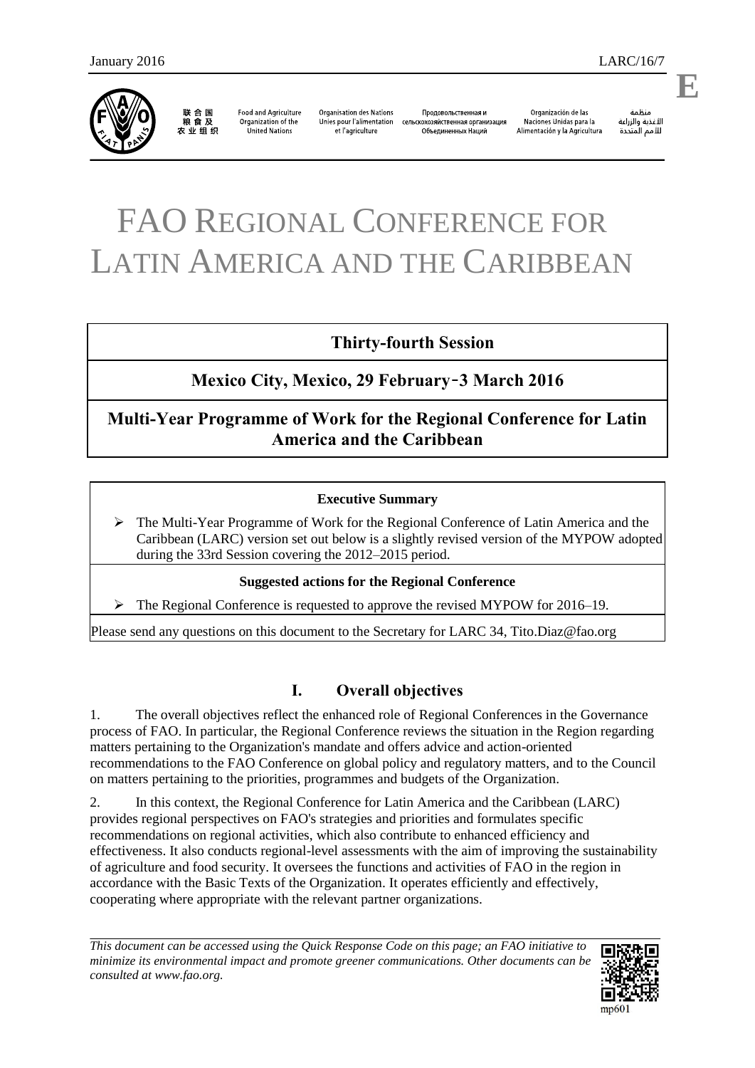January 2016 LARC/16/7

E

联合国粮食及农业组织 Food and Agriculture Organization of the United Nations Organisation des Nations Unies pour l'alimentation et l'agriculture Продовольственная и сельскохозяйственная организация Объединенных Наций Organización de las Naciones Unidas para la Alimentación y la Agricultura منظمة الأغذية والزراعة للأمم المتحدة

# FAO Regional Conference for Latin America and the Caribbean

## Thirty-fourth Session

## Mexico City, Mexico, 29 February-3 March 2016

## Multi-Year Programme of Work for the Regional Conference for Latin America and the Caribbean

**Executive Summary**

- The Multi-Year Programme of Work for the Regional Conference of Latin America and the Caribbean (LARC) version set out below is a slightly revised version of the MYPOW adopted during the 33rd Session covering the 2012–2015 period.

**Suggested actions for the Regional Conference**

- The Regional Conference is requested to approve the revised MYPOW for 2016–19.

Please send any questions on this document to the Secretary for LARC 34, Tito.Diaz@fao.org

## I. Overall objectives

1. The overall objectives reflect the enhanced role of Regional Conferences in the Governance process of FAO. In particular, the Regional Conference reviews the situation in the Region regarding matters pertaining to the Organization's mandate and offers advice and action-oriented recommendations to the FAO Conference on global policy and regulatory matters, and to the Council on matters pertaining to the priorities, programmes and budgets of the Organization.

2. In this context, the Regional Conference for Latin America and the Caribbean (LARC) provides regional perspectives on FAO's strategies and priorities and formulates specific recommendations on regional activities, which also contribute to enhanced efficiency and effectiveness. It also conducts regional-level assessments with the aim of improving the sustainability of agriculture and food security. It oversees the functions and activities of FAO in the region in accordance with the Basic Texts of the Organization. It operates efficiently and effectively, cooperating where appropriate with the relevant partner organizations.

*This document can be accessed using the Quick Response Code on this page; an FAO initiative to minimize its environmental impact and promote greener communications. Other documents can be consulted at www.fao.org.*

mp601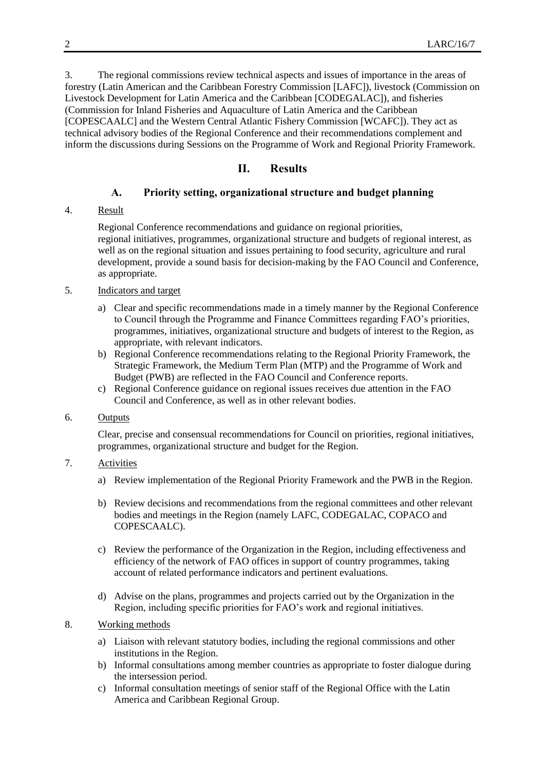3. The regional commissions review technical aspects and issues of importance in the areas of forestry (Latin American and the Caribbean Forestry Commission [LAFC]), livestock (Commission on Livestock Development for Latin America and the Caribbean [CODEGALAC]), and fisheries (Commission for Inland Fisheries and Aquaculture of Latin America and the Caribbean [COPESCAALC] and the Western Central Atlantic Fishery Commission [WCAFC]). They act as technical advisory bodies of the Regional Conference and their recommendations complement and inform the discussions during Sessions on the Programme of Work and Regional Priority Framework.

## II. Results

### A. Priority setting, organizational structure and budget planning

4. Result

Regional Conference recommendations and guidance on regional priorities, regional initiatives, programmes, organizational structure and budgets of regional interest, as well as on the regional situation and issues pertaining to food security, agriculture and rural development, provide a sound basis for decision-making by the FAO Council and Conference, as appropriate.

5. Indicators and target

a) Clear and specific recommendations made in a timely manner by the Regional Conference to Council through the Programme and Finance Committees regarding FAO's priorities, programmes, initiatives, organizational structure and budgets of interest to the Region, as appropriate, with relevant indicators.
b) Regional Conference recommendations relating to the Regional Priority Framework, the Strategic Framework, the Medium Term Plan (MTP) and the Programme of Work and Budget (PWB) are reflected in the FAO Council and Conference reports.
c) Regional Conference guidance on regional issues receives due attention in the FAO Council and Conference, as well as in other relevant bodies.

6. Outputs

Clear, precise and consensual recommendations for Council on priorities, regional initiatives, programmes, organizational structure and budget for the Region.

7. Activities

a) Review implementation of the Regional Priority Framework and the PWB in the Region.

b) Review decisions and recommendations from the regional committees and other relevant bodies and meetings in the Region (namely LAFC, CODEGALAC, COPACO and COPESCAALC).

c) Review the performance of the Organization in the Region, including effectiveness and efficiency of the network of FAO offices in support of country programmes, taking account of related performance indicators and pertinent evaluations.

d) Advise on the plans, programmes and projects carried out by the Organization in the Region, including specific priorities for FAO's work and regional initiatives.

8. Working methods

a) Liaison with relevant statutory bodies, including the regional commissions and other institutions in the Region.
b) Informal consultations among member countries as appropriate to foster dialogue during the intersession period.
c) Informal consultation meetings of senior staff of the Regional Office with the Latin America and Caribbean Regional Group.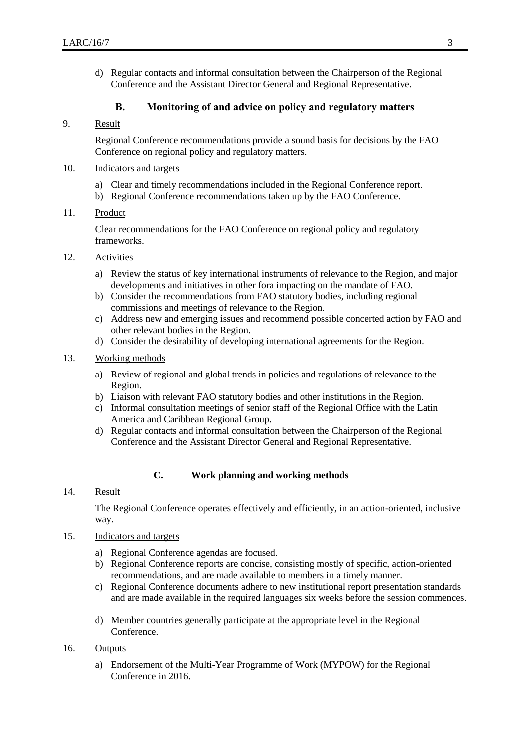d) Regular contacts and informal consultation between the Chairperson of the Regional Conference and the Assistant Director General and Regional Representative.

### B. Monitoring of and advice on policy and regulatory matters

9. Result

Regional Conference recommendations provide a sound basis for decisions by the FAO Conference on regional policy and regulatory matters.

10. Indicators and targets

a) Clear and timely recommendations included in the Regional Conference report.
b) Regional Conference recommendations taken up by the FAO Conference.

11. Product

Clear recommendations for the FAO Conference on regional policy and regulatory frameworks.

12. Activities

a) Review the status of key international instruments of relevance to the Region, and major developments and initiatives in other fora impacting on the mandate of FAO.
b) Consider the recommendations from FAO statutory bodies, including regional commissions and meetings of relevance to the Region.
c) Address new and emerging issues and recommend possible concerted action by FAO and other relevant bodies in the Region.
d) Consider the desirability of developing international agreements for the Region.

13. Working methods

a) Review of regional and global trends in policies and regulations of relevance to the Region.
b) Liaison with relevant FAO statutory bodies and other institutions in the Region.
c) Informal consultation meetings of senior staff of the Regional Office with the Latin America and Caribbean Regional Group.
d) Regular contacts and informal consultation between the Chairperson of the Regional Conference and the Assistant Director General and Regional Representative.

### C. Work planning and working methods

14. Result

The Regional Conference operates effectively and efficiently, in an action-oriented, inclusive way.

15. Indicators and targets

a) Regional Conference agendas are focused.
b) Regional Conference reports are concise, consisting mostly of specific, action-oriented recommendations, and are made available to members in a timely manner.
c) Regional Conference documents adhere to new institutional report presentation standards and are made available in the required languages six weeks before the session commences.
d) Member countries generally participate at the appropriate level in the Regional Conference.

16. Outputs

a) Endorsement of the Multi-Year Programme of Work (MYPOW) for the Regional Conference in 2016.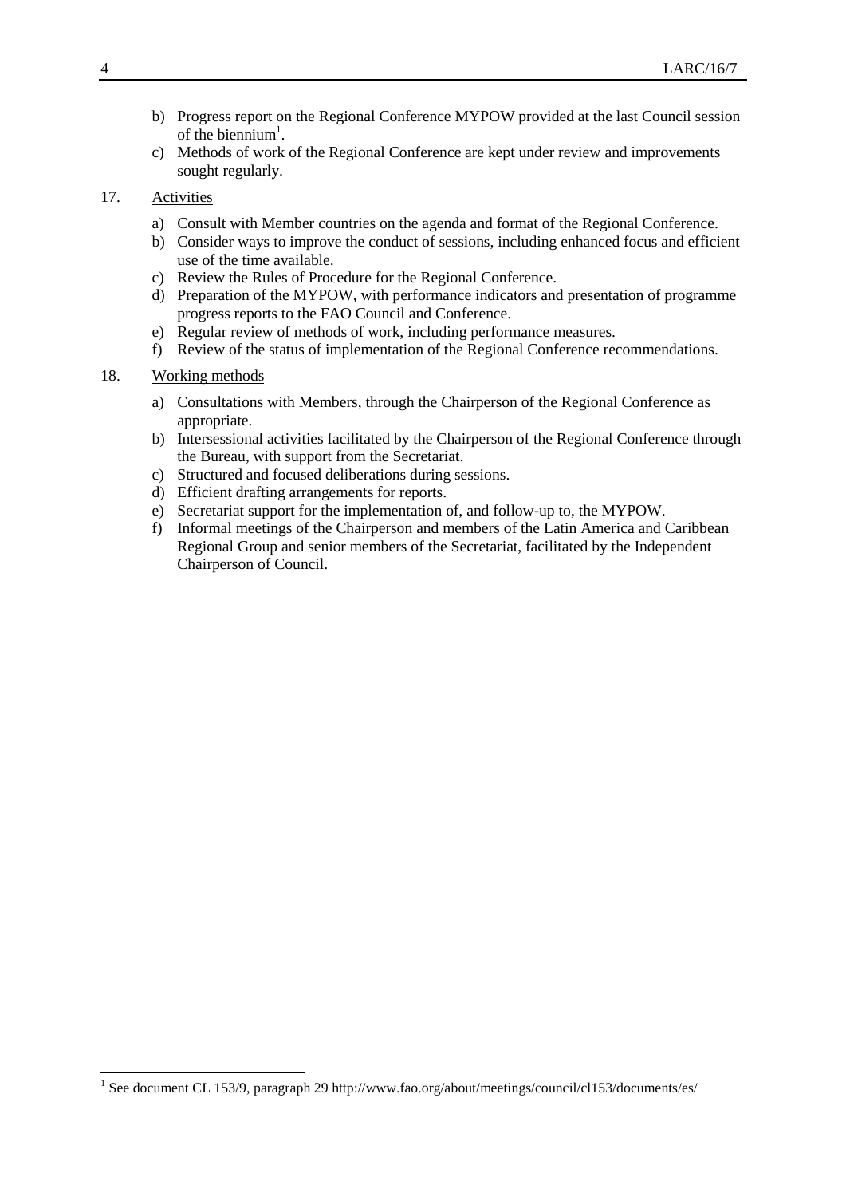b) Progress report on the Regional Conference MYPOW provided at the last Council session of the biennium[1].
c) Methods of work of the Regional Conference are kept under review and improvements sought regularly.

17. Activities

a) Consult with Member countries on the agenda and format of the Regional Conference.
b) Consider ways to improve the conduct of sessions, including enhanced focus and efficient use of the time available.
c) Review the Rules of Procedure for the Regional Conference.
d) Preparation of the MYPOW, with performance indicators and presentation of programme progress reports to the FAO Council and Conference.
e) Regular review of methods of work, including performance measures.
f) Review of the status of implementation of the Regional Conference recommendations.

18. Working methods

a) Consultations with Members, through the Chairperson of the Regional Conference as appropriate.
b) Intersessional activities facilitated by the Chairperson of the Regional Conference through the Bureau, with support from the Secretariat.
c) Structured and focused deliberations during sessions.
d) Efficient drafting arrangements for reports.
e) Secretariat support for the implementation of, and follow-up to, the MYPOW.
f) Informal meetings of the Chairperson and members of the Latin America and Caribbean Regional Group and senior members of the Secretariat, facilitated by the Independent Chairperson of Council.

---

[1] See document CL 153/9, paragraph 29 http://www.fao.org/about/meetings/council/cl153/documents/es/